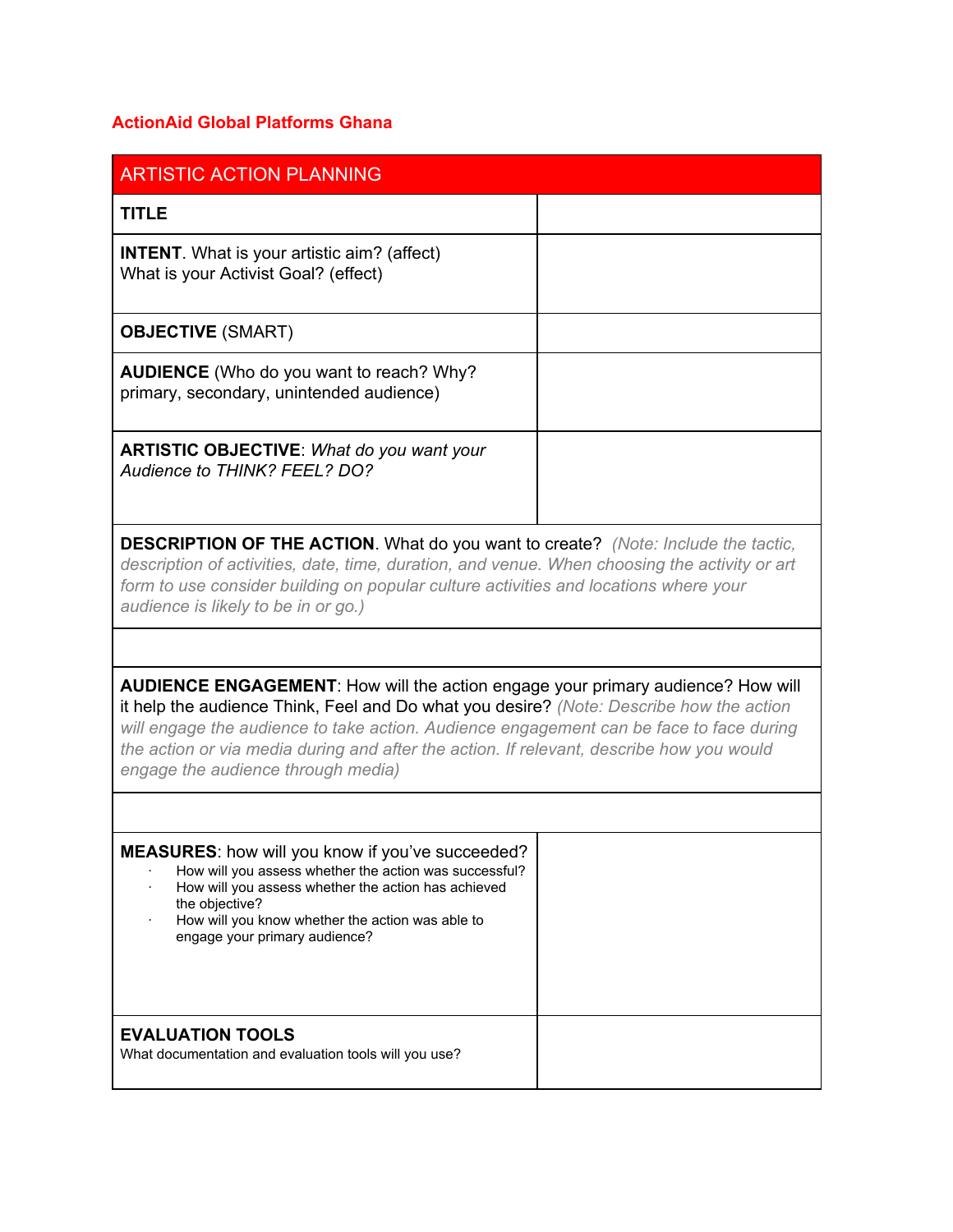**ActionAid Global Platforms Ghana**

| ARTISTIC ACTION PLANNING | |
|---|---|
| **TITLE** | |
| **INTENT**. What is your artistic aim? (affect)<br>What is your Activist Goal? (effect) | |
| **OBJECTIVE** (SMART) | |
| **AUDIENCE** (Who do you want to reach? Why? primary, secondary, unintended audience) | |
| **ARTISTIC OBJECTIVE**: *What do you want your Audience to THINK? FEEL? DO?* | |
| **DESCRIPTION OF THE ACTION**. What do you want to create? *(Note: Include the tactic, description of activities, date, time, duration, and venue. When choosing the activity or art form to use consider building on popular culture activities and locations where your audience is likely to be in or go.)* | |
| | |
| **AUDIENCE ENGAGEMENT**: How will the action engage your primary audience? How will it help the audience Think, Feel and Do what you desire? *(Note: Describe how the action will engage the audience to take action. Audience engagement can be face to face during the action or via media during and after the action. If relevant, describe how you would engage the audience through media)* | |
| | |
| **MEASURES**: how will you know if you've succeeded?<br>· How will you assess whether the action was successful?<br>· How will you assess whether the action has achieved the objective?<br>· How will you know whether the action was able to engage your primary audience? | |
| **EVALUATION TOOLS**<br>What documentation and evaluation tools will you use? | |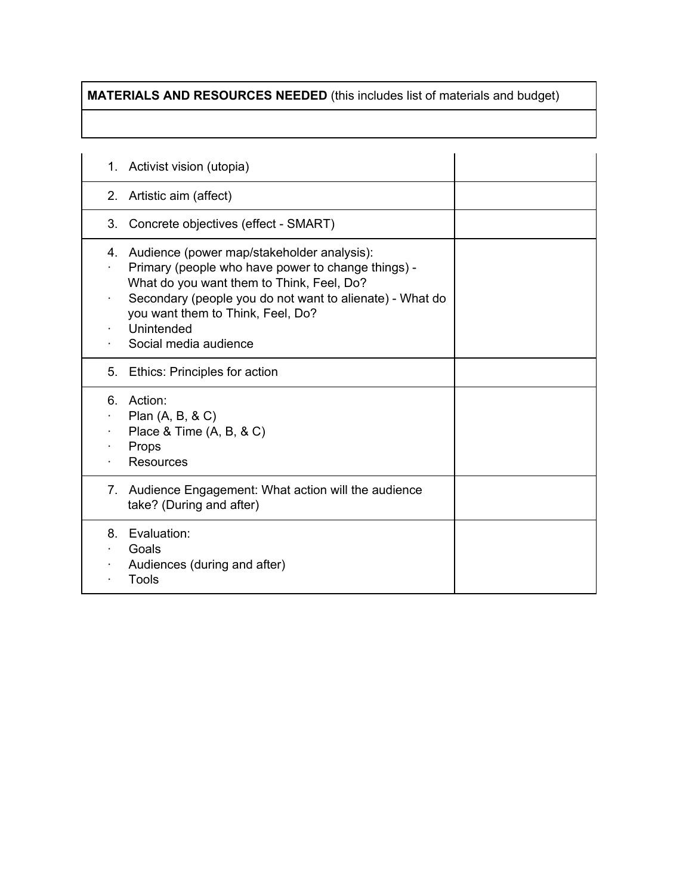| **MATERIALS AND RESOURCES NEEDED** (this includes list of materials and budget) |
| --- |
| |

| | |
| --- | --- |
| 1. Activist vision (utopia) | |
| 2. Artistic aim (affect) | |
| 3. Concrete objectives (effect - SMART) | |
| 4. Audience (power map/stakeholder analysis):<br>· Primary (people who have power to change things) - What do you want them to Think, Feel, Do?<br>· Secondary (people you do not want to alienate) - What do you want them to Think, Feel, Do?<br>· Unintended<br>· Social media audience | |
| 5. Ethics: Principles for action | |
| 6. Action:<br>· Plan (A, B, & C)<br>· Place & Time (A, B, & C)<br>· Props<br>· Resources | |
| 7. Audience Engagement: What action will the audience take? (During and after) | |
| 8. Evaluation:<br>· Goals<br>· Audiences (during and after)<br>· Tools | |